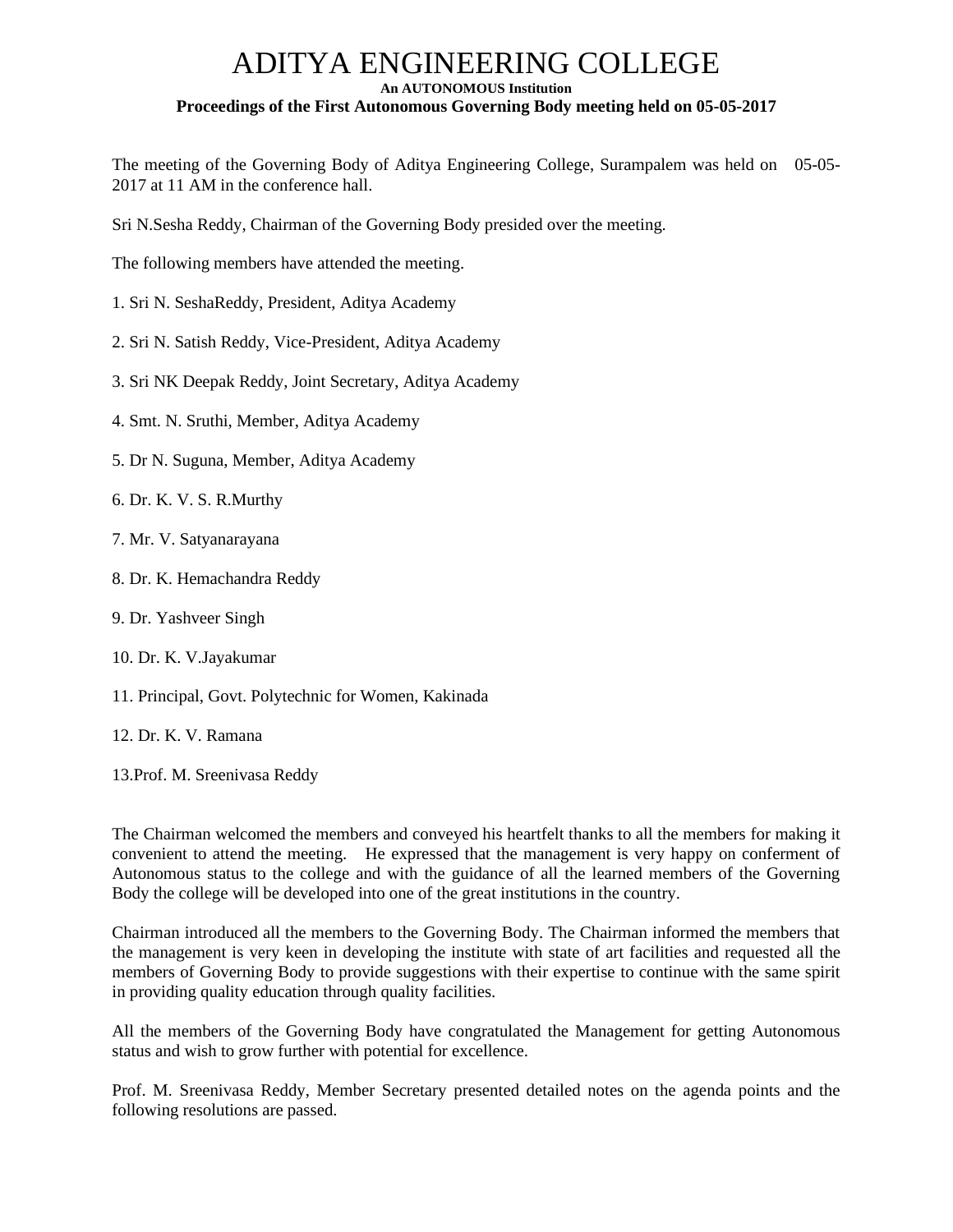# ADITYA ENGINEERING COLLEGE

**An AUTONOMOUS Institution**

**Proceedings of the First Autonomous Governing Body meeting held on 05-05-2017**

The meeting of the Governing Body of Aditya Engineering College, Surampalem was held on 05-05-2017 at 11 AM in the conference hall.

Sri N.Sesha Reddy, Chairman of the Governing Body presided over the meeting.

The following members have attended the meeting.

1. Sri N. SeshaReddy, President, Aditya Academy
2. Sri N. Satish Reddy, Vice-President, Aditya Academy
3. Sri NK Deepak Reddy, Joint Secretary, Aditya Academy
4. Smt. N. Sruthi, Member, Aditya Academy
5. Dr N. Suguna, Member, Aditya Academy
6. Dr. K. V. S. R.Murthy
7. Mr. V. Satyanarayana
8. Dr. K. Hemachandra Reddy
9. Dr. Yashveer Singh
10. Dr. K. V.Jayakumar
11. Principal, Govt. Polytechnic for Women, Kakinada
12. Dr. K. V. Ramana
13. Prof. M. Sreenivasa Reddy

The Chairman welcomed the members and conveyed his heartfelt thanks to all the members for making it convenient to attend the meeting. He expressed that the management is very happy on conferment of Autonomous status to the college and with the guidance of all the learned members of the Governing Body the college will be developed into one of the great institutions in the country.

Chairman introduced all the members to the Governing Body. The Chairman informed the members that the management is very keen in developing the institute with state of art facilities and requested all the members of Governing Body to provide suggestions with their expertise to continue with the same spirit in providing quality education through quality facilities.

All the members of the Governing Body have congratulated the Management for getting Autonomous status and wish to grow further with potential for excellence.

Prof. M. Sreenivasa Reddy, Member Secretary presented detailed notes on the agenda points and the following resolutions are passed.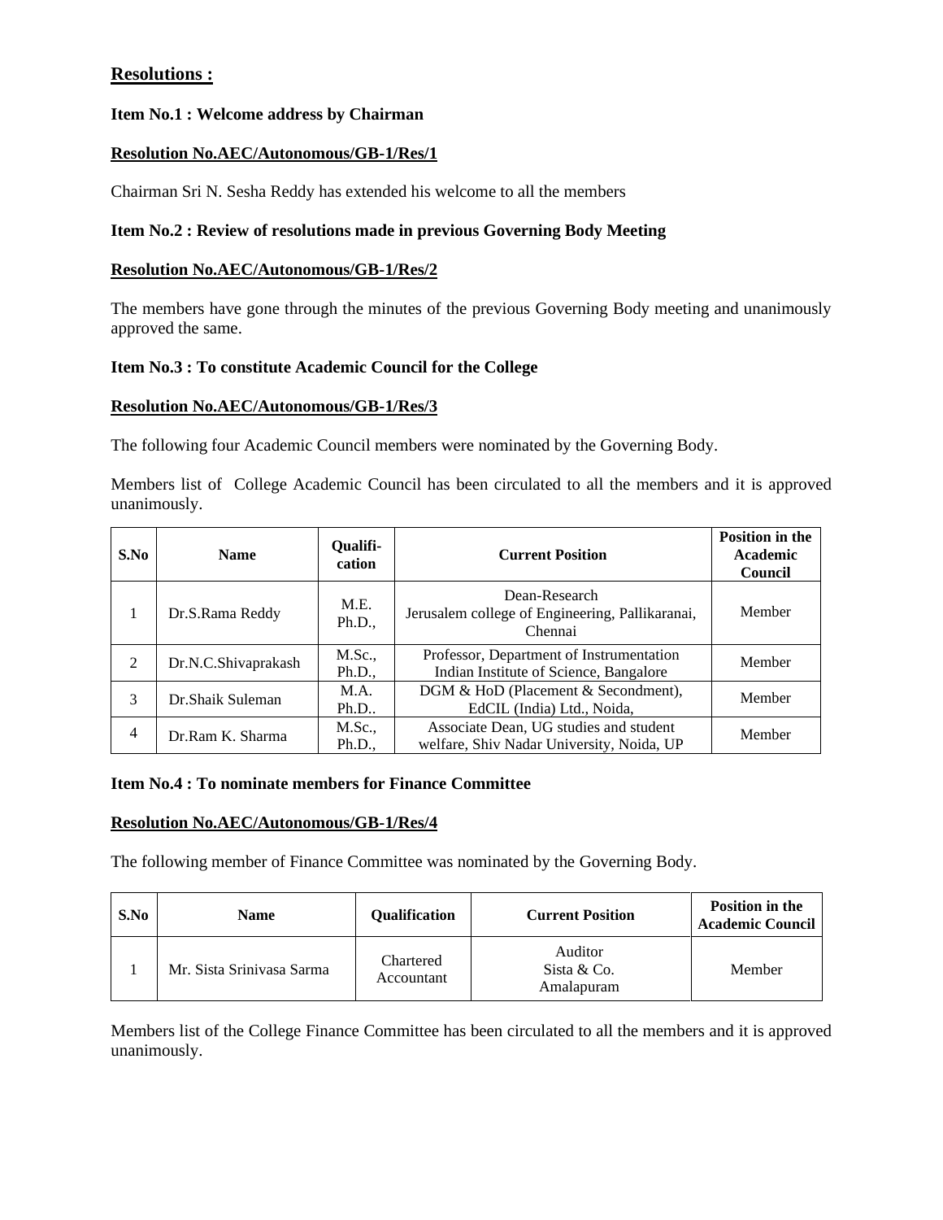## Resolutions :

**Item No.1 : Welcome address by Chairman**

**Resolution No.AEC/Autonomous/GB-1/Res/1**

Chairman Sri N. Sesha Reddy has extended his welcome to all the members

**Item No.2 : Review of resolutions made in previous Governing Body Meeting**

**Resolution No.AEC/Autonomous/GB-1/Res/2**

The members have gone through the minutes of the previous Governing Body meeting and unanimously approved the same.

**Item No.3 : To constitute Academic Council for the College**

**Resolution No.AEC/Autonomous/GB-1/Res/3**

The following four Academic Council members were nominated by the Governing Body.

Members list of College Academic Council has been circulated to all the members and it is approved unanimously.

| S.No | Name | Qualifi-cation | Current Position | Position in the Academic Council |
|---|---|---|---|---|
| 1 | Dr.S.Rama Reddy | M.E. Ph.D., | Dean-Research Jerusalem college of Engineering, Pallikaranai, Chennai | Member |
| 2 | Dr.N.C.Shivaprakash | M.Sc., Ph.D., | Professor, Department of Instrumentation Indian Institute of Science, Bangalore | Member |
| 3 | Dr.Shaik Suleman | M.A. Ph.D.. | DGM & HoD (Placement & Secondment), EdCIL (India) Ltd., Noida, | Member |
| 4 | Dr.Ram K. Sharma | M.Sc., Ph.D., | Associate Dean, UG studies and student welfare, Shiv Nadar University, Noida, UP | Member |

**Item No.4 : To nominate members for Finance Committee**

**Resolution No.AEC/Autonomous/GB-1/Res/4**

The following member of Finance Committee was nominated by the Governing Body.

| S.No | Name | Qualification | Current Position | Position in the Academic Council |
|---|---|---|---|---|
| 1 | Mr. Sista Srinivasa Sarma | Chartered Accountant | Auditor Sista & Co. Amalapuram | Member |

Members list of the College Finance Committee has been circulated to all the members and it is approved unanimously.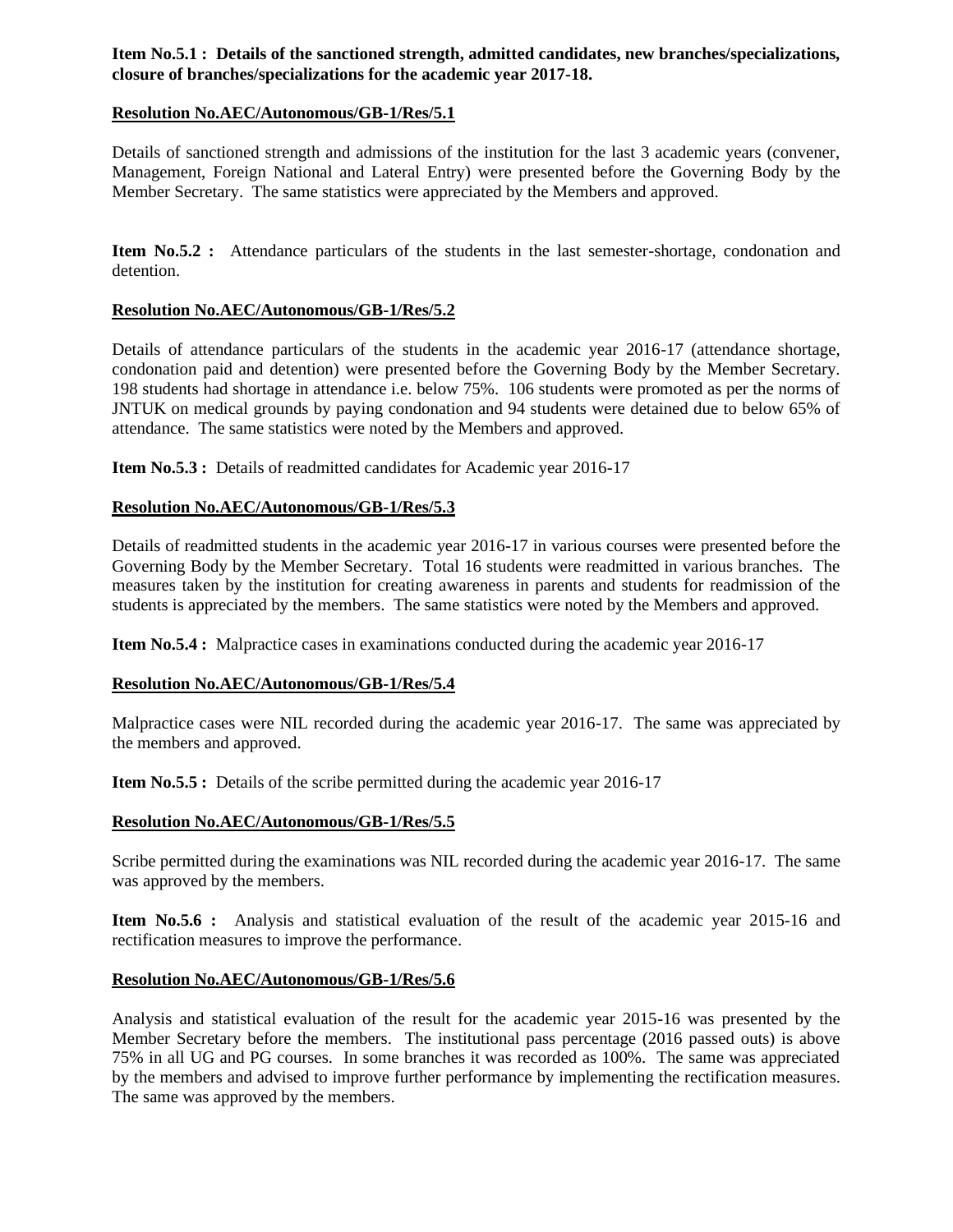**Item No.5.1 : Details of the sanctioned strength, admitted candidates, new branches/specializations, closure of branches/specializations for the academic year 2017-18.**

**Resolution No.AEC/Autonomous/GB-1/Res/5.1**

Details of sanctioned strength and admissions of the institution for the last 3 academic years (convener, Management, Foreign National and Lateral Entry) were presented before the Governing Body by the Member Secretary. The same statistics were appreciated by the Members and approved.

**Item No.5.2 :** Attendance particulars of the students in the last semester-shortage, condonation and detention.

**Resolution No.AEC/Autonomous/GB-1/Res/5.2**

Details of attendance particulars of the students in the academic year 2016-17 (attendance shortage, condonation paid and detention) were presented before the Governing Body by the Member Secretary. 198 students had shortage in attendance i.e. below 75%. 106 students were promoted as per the norms of JNTUK on medical grounds by paying condonation and 94 students were detained due to below 65% of attendance. The same statistics were noted by the Members and approved.

**Item No.5.3 :** Details of readmitted candidates for Academic year 2016-17

**Resolution No.AEC/Autonomous/GB-1/Res/5.3**

Details of readmitted students in the academic year 2016-17 in various courses were presented before the Governing Body by the Member Secretary. Total 16 students were readmitted in various branches. The measures taken by the institution for creating awareness in parents and students for readmission of the students is appreciated by the members. The same statistics were noted by the Members and approved.

**Item No.5.4 :** Malpractice cases in examinations conducted during the academic year 2016-17

**Resolution No.AEC/Autonomous/GB-1/Res/5.4**

Malpractice cases were NIL recorded during the academic year 2016-17. The same was appreciated by the members and approved.

**Item No.5.5 :** Details of the scribe permitted during the academic year 2016-17

**Resolution No.AEC/Autonomous/GB-1/Res/5.5**

Scribe permitted during the examinations was NIL recorded during the academic year 2016-17. The same was approved by the members.

**Item No.5.6 :** Analysis and statistical evaluation of the result of the academic year 2015-16 and rectification measures to improve the performance.

**Resolution No.AEC/Autonomous/GB-1/Res/5.6**

Analysis and statistical evaluation of the result for the academic year 2015-16 was presented by the Member Secretary before the members. The institutional pass percentage (2016 passed outs) is above 75% in all UG and PG courses. In some branches it was recorded as 100%. The same was appreciated by the members and advised to improve further performance by implementing the rectification measures. The same was approved by the members.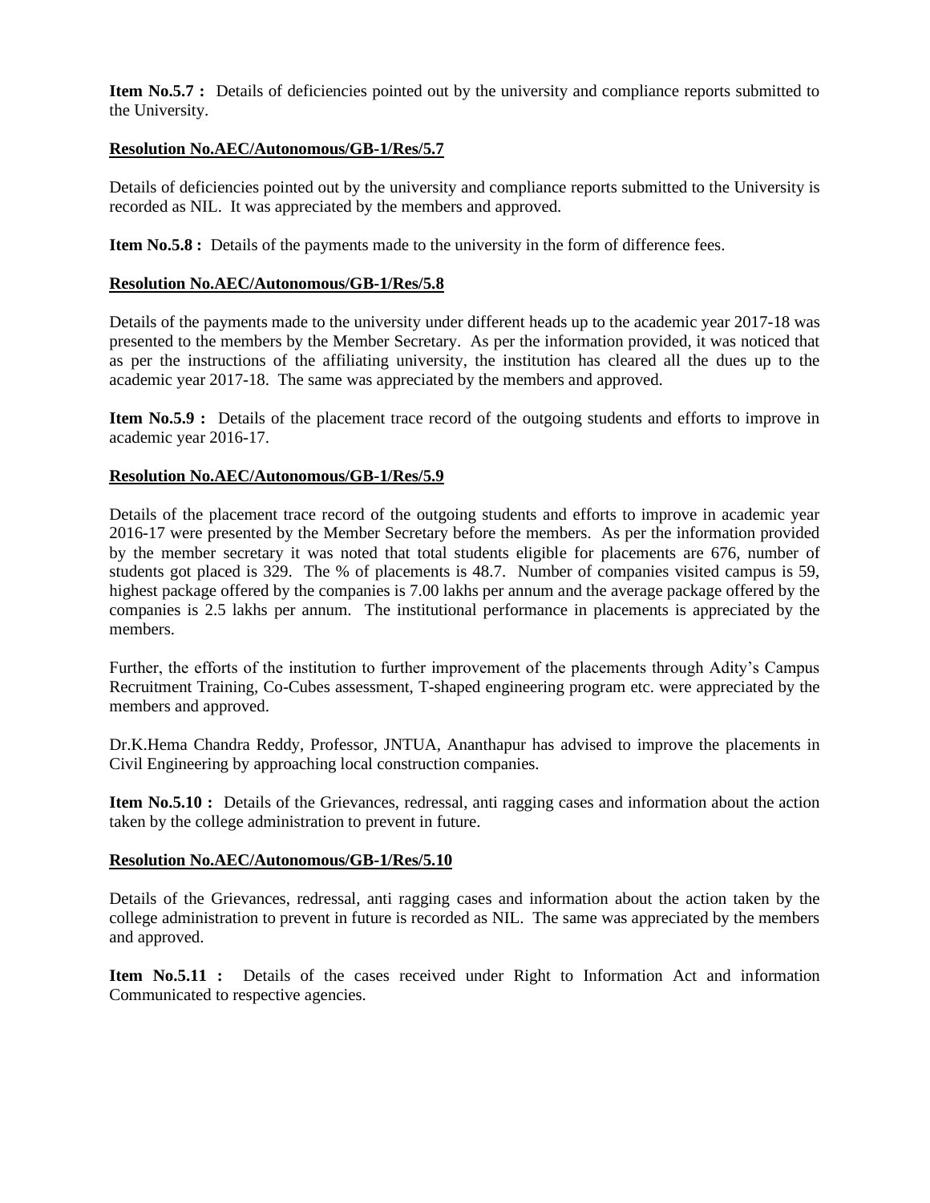**Item No.5.7 :** Details of deficiencies pointed out by the university and compliance reports submitted to the University.

**Resolution No.AEC/Autonomous/GB-1/Res/5.7**

Details of deficiencies pointed out by the university and compliance reports submitted to the University is recorded as NIL. It was appreciated by the members and approved.

**Item No.5.8 :** Details of the payments made to the university in the form of difference fees.

**Resolution No.AEC/Autonomous/GB-1/Res/5.8**

Details of the payments made to the university under different heads up to the academic year 2017-18 was presented to the members by the Member Secretary. As per the information provided, it was noticed that as per the instructions of the affiliating university, the institution has cleared all the dues up to the academic year 2017-18. The same was appreciated by the members and approved.

**Item No.5.9 :** Details of the placement trace record of the outgoing students and efforts to improve in academic year 2016-17.

**Resolution No.AEC/Autonomous/GB-1/Res/5.9**

Details of the placement trace record of the outgoing students and efforts to improve in academic year 2016-17 were presented by the Member Secretary before the members. As per the information provided by the member secretary it was noted that total students eligible for placements are 676, number of students got placed is 329. The % of placements is 48.7. Number of companies visited campus is 59, highest package offered by the companies is 7.00 lakhs per annum and the average package offered by the companies is 2.5 lakhs per annum. The institutional performance in placements is appreciated by the members.

Further, the efforts of the institution to further improvement of the placements through Adity's Campus Recruitment Training, Co-Cubes assessment, T-shaped engineering program etc. were appreciated by the members and approved.

Dr.K.Hema Chandra Reddy, Professor, JNTUA, Ananthapur has advised to improve the placements in Civil Engineering by approaching local construction companies.

**Item No.5.10 :** Details of the Grievances, redressal, anti ragging cases and information about the action taken by the college administration to prevent in future.

**Resolution No.AEC/Autonomous/GB-1/Res/5.10**

Details of the Grievances, redressal, anti ragging cases and information about the action taken by the college administration to prevent in future is recorded as NIL. The same was appreciated by the members and approved.

**Item No.5.11 :** Details of the cases received under Right to Information Act and information Communicated to respective agencies.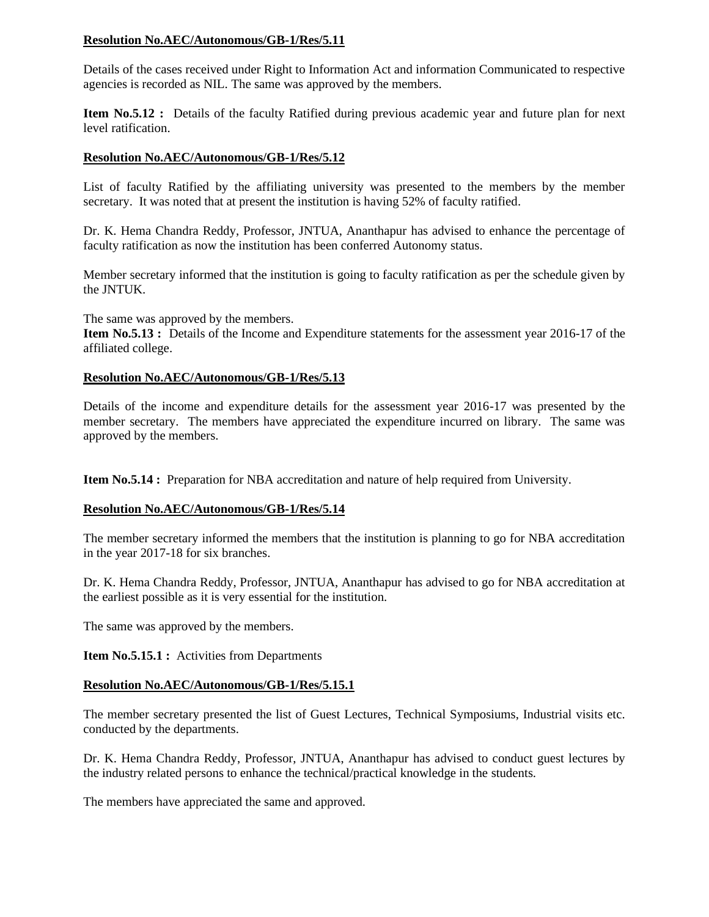**Resolution No.AEC/Autonomous/GB-1/Res/5.11**

Details of the cases received under Right to Information Act and information Communicated to respective agencies is recorded as NIL. The same was approved by the members.

**Item No.5.12 :** Details of the faculty Ratified during previous academic year and future plan for next level ratification.

**Resolution No.AEC/Autonomous/GB-1/Res/5.12**

List of faculty Ratified by the affiliating university was presented to the members by the member secretary. It was noted that at present the institution is having 52% of faculty ratified.

Dr. K. Hema Chandra Reddy, Professor, JNTUA, Ananthapur has advised to enhance the percentage of faculty ratification as now the institution has been conferred Autonomy status.

Member secretary informed that the institution is going to faculty ratification as per the schedule given by the JNTUK.

The same was approved by the members.

**Item No.5.13 :** Details of the Income and Expenditure statements for the assessment year 2016-17 of the affiliated college.

**Resolution No.AEC/Autonomous/GB-1/Res/5.13**

Details of the income and expenditure details for the assessment year 2016-17 was presented by the member secretary. The members have appreciated the expenditure incurred on library. The same was approved by the members.

**Item No.5.14 :** Preparation for NBA accreditation and nature of help required from University.

**Resolution No.AEC/Autonomous/GB-1/Res/5.14**

The member secretary informed the members that the institution is planning to go for NBA accreditation in the year 2017-18 for six branches.

Dr. K. Hema Chandra Reddy, Professor, JNTUA, Ananthapur has advised to go for NBA accreditation at the earliest possible as it is very essential for the institution.

The same was approved by the members.

**Item No.5.15.1 :** Activities from Departments

**Resolution No.AEC/Autonomous/GB-1/Res/5.15.1**

The member secretary presented the list of Guest Lectures, Technical Symposiums, Industrial visits etc. conducted by the departments.

Dr. K. Hema Chandra Reddy, Professor, JNTUA, Ananthapur has advised to conduct guest lectures by the industry related persons to enhance the technical/practical knowledge in the students.

The members have appreciated the same and approved.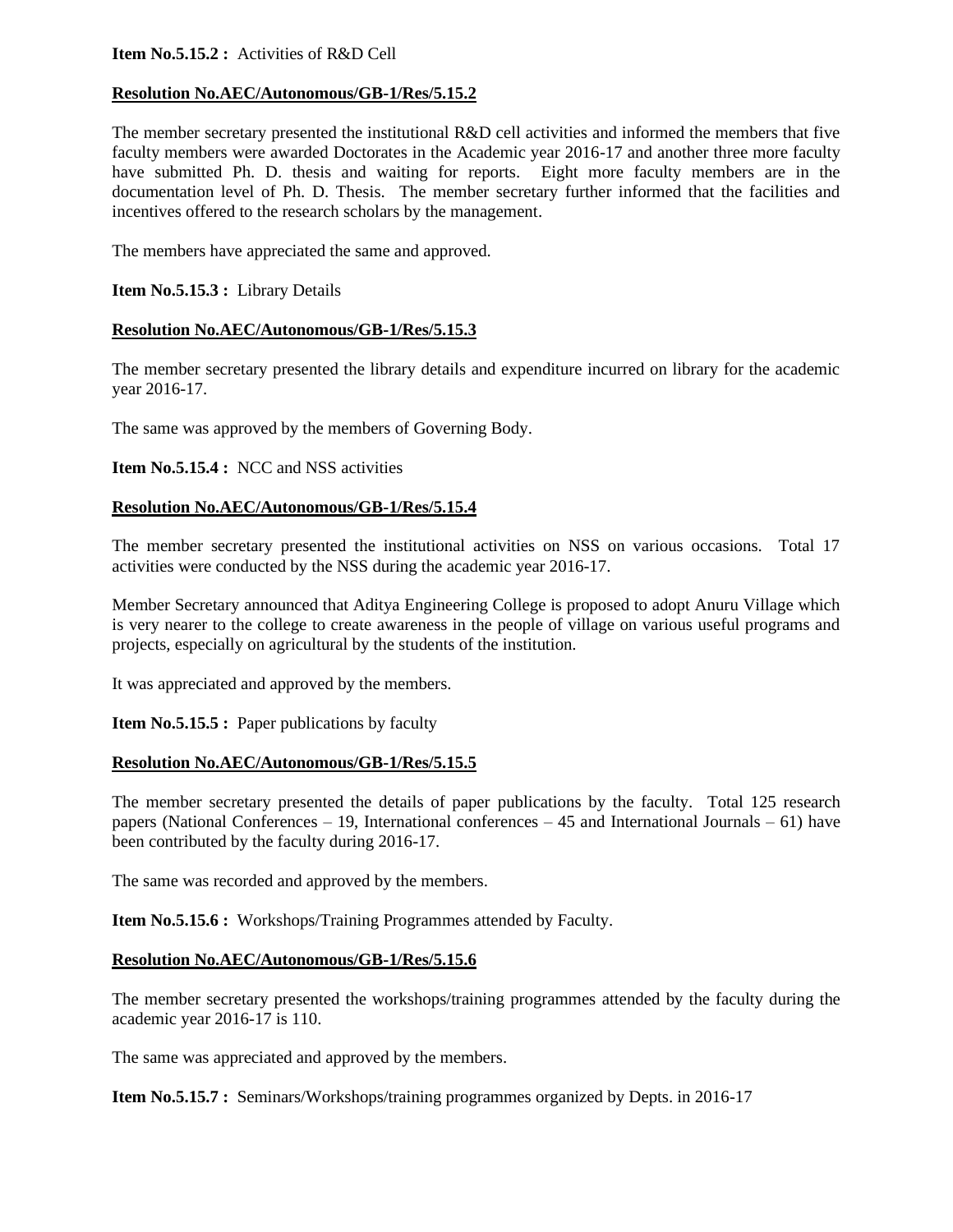**Item No.5.15.2 :** Activities of R&D Cell

**Resolution No.AEC/Autonomous/GB-1/Res/5.15.2**

The member secretary presented the institutional R&D cell activities and informed the members that five faculty members were awarded Doctorates in the Academic year 2016-17 and another three more faculty have submitted Ph. D. thesis and waiting for reports. Eight more faculty members are in the documentation level of Ph. D. Thesis. The member secretary further informed that the facilities and incentives offered to the research scholars by the management.

The members have appreciated the same and approved.

**Item No.5.15.3 :** Library Details

**Resolution No.AEC/Autonomous/GB-1/Res/5.15.3**

The member secretary presented the library details and expenditure incurred on library for the academic year 2016-17.

The same was approved by the members of Governing Body.

**Item No.5.15.4 :** NCC and NSS activities

**Resolution No.AEC/Autonomous/GB-1/Res/5.15.4**

The member secretary presented the institutional activities on NSS on various occasions. Total 17 activities were conducted by the NSS during the academic year 2016-17.

Member Secretary announced that Aditya Engineering College is proposed to adopt Anuru Village which is very nearer to the college to create awareness in the people of village on various useful programs and projects, especially on agricultural by the students of the institution.

It was appreciated and approved by the members.

**Item No.5.15.5 :** Paper publications by faculty

**Resolution No.AEC/Autonomous/GB-1/Res/5.15.5**

The member secretary presented the details of paper publications by the faculty. Total 125 research papers (National Conferences – 19, International conferences – 45 and International Journals – 61) have been contributed by the faculty during 2016-17.

The same was recorded and approved by the members.

**Item No.5.15.6 :** Workshops/Training Programmes attended by Faculty.

**Resolution No.AEC/Autonomous/GB-1/Res/5.15.6**

The member secretary presented the workshops/training programmes attended by the faculty during the academic year 2016-17 is 110.

The same was appreciated and approved by the members.

**Item No.5.15.7 :** Seminars/Workshops/training programmes organized by Depts. in 2016-17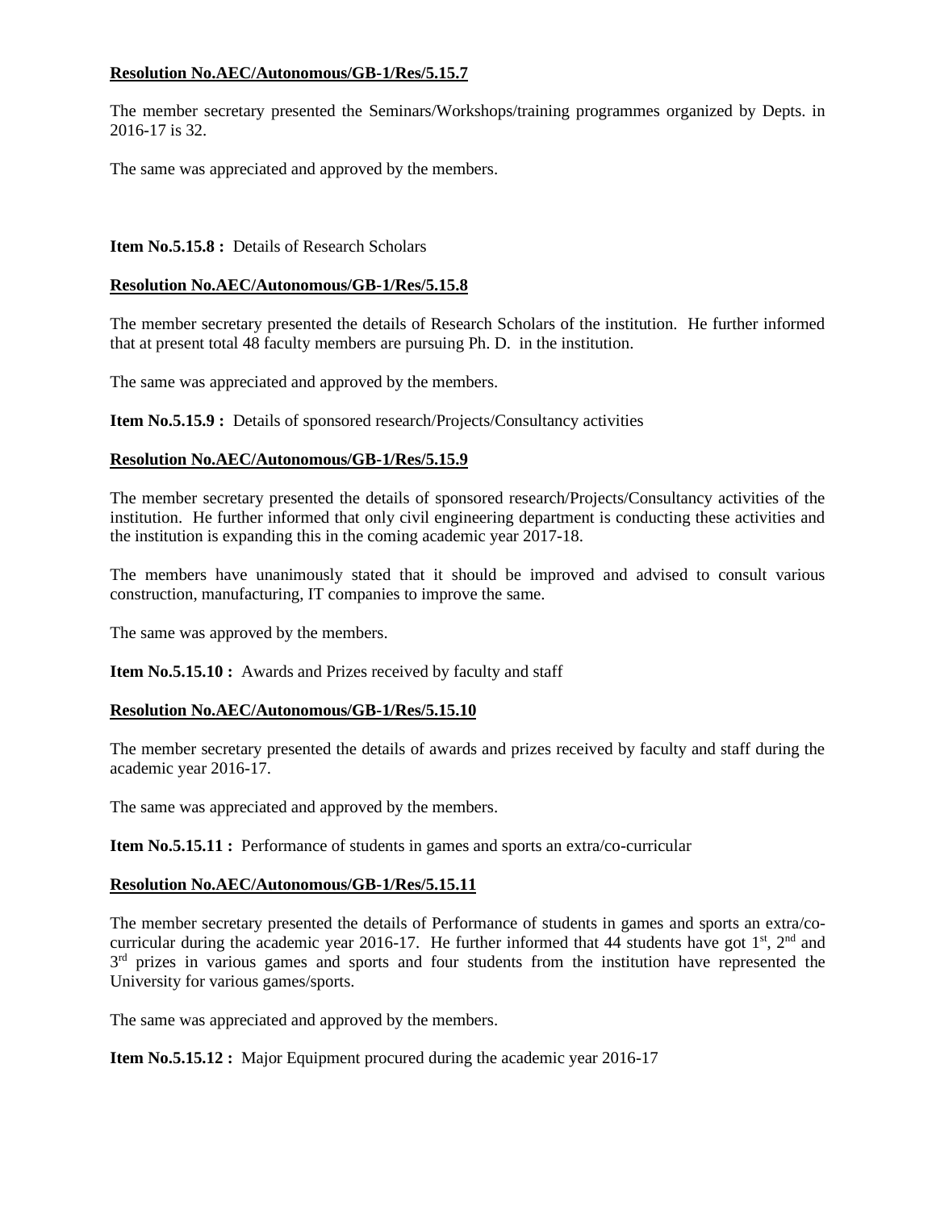**Resolution No.AEC/Autonomous/GB-1/Res/5.15.7**

The member secretary presented the Seminars/Workshops/training programmes organized by Depts. in 2016-17 is 32.

The same was appreciated and approved by the members.

**Item No.5.15.8 :** Details of Research Scholars

**Resolution No.AEC/Autonomous/GB-1/Res/5.15.8**

The member secretary presented the details of Research Scholars of the institution. He further informed that at present total 48 faculty members are pursuing Ph. D. in the institution.

The same was appreciated and approved by the members.

**Item No.5.15.9 :** Details of sponsored research/Projects/Consultancy activities

**Resolution No.AEC/Autonomous/GB-1/Res/5.15.9**

The member secretary presented the details of sponsored research/Projects/Consultancy activities of the institution. He further informed that only civil engineering department is conducting these activities and the institution is expanding this in the coming academic year 2017-18.

The members have unanimously stated that it should be improved and advised to consult various construction, manufacturing, IT companies to improve the same.

The same was approved by the members.

**Item No.5.15.10 :** Awards and Prizes received by faculty and staff

**Resolution No.AEC/Autonomous/GB-1/Res/5.15.10**

The member secretary presented the details of awards and prizes received by faculty and staff during the academic year 2016-17.

The same was appreciated and approved by the members.

**Item No.5.15.11 :** Performance of students in games and sports an extra/co-curricular

**Resolution No.AEC/Autonomous/GB-1/Res/5.15.11**

The member secretary presented the details of Performance of students in games and sports an extra/co-curricular during the academic year 2016-17. He further informed that 44 students have got 1st, 2nd and 3rd prizes in various games and sports and four students from the institution have represented the University for various games/sports.

The same was appreciated and approved by the members.

**Item No.5.15.12 :** Major Equipment procured during the academic year 2016-17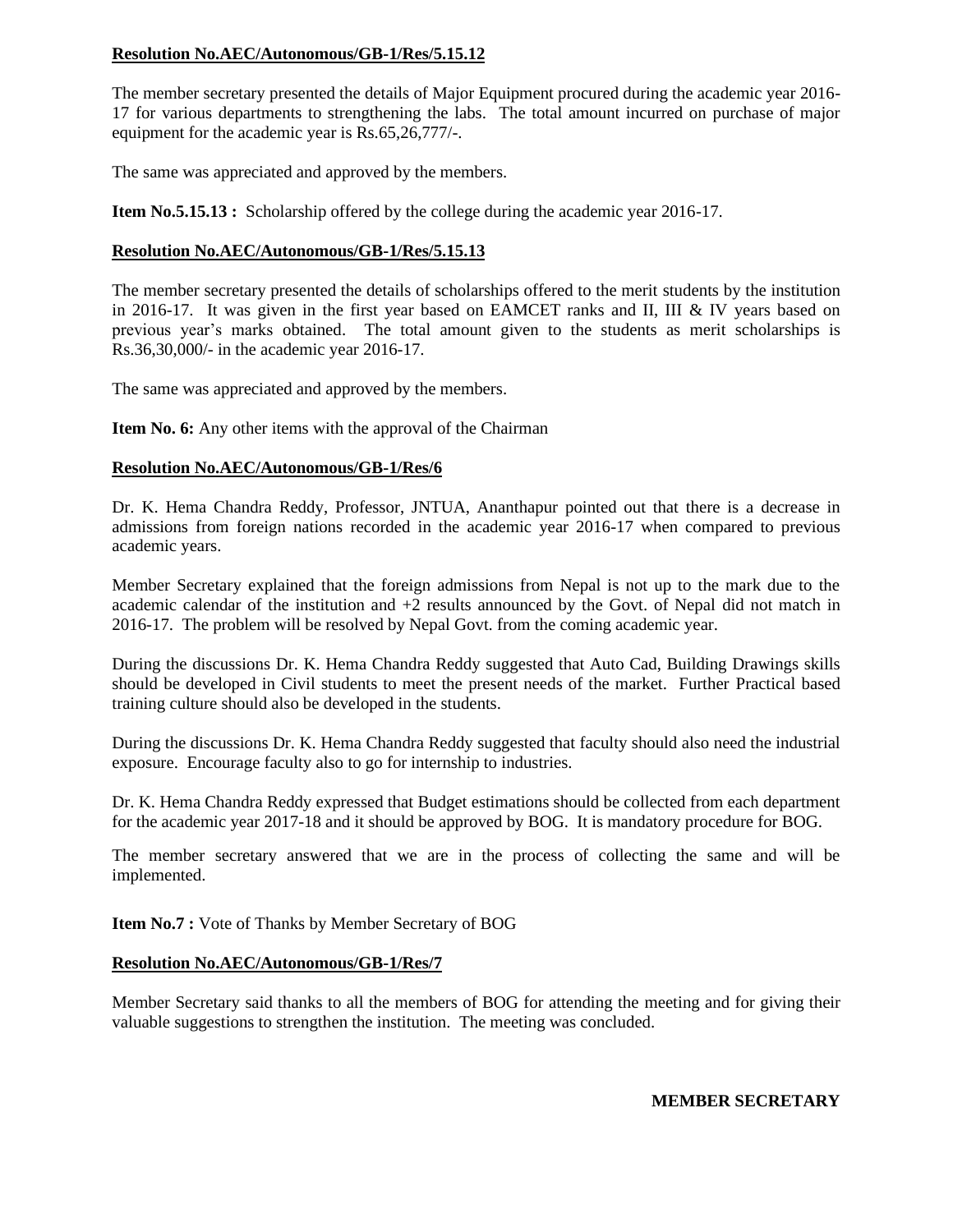**Resolution No.AEC/Autonomous/GB-1/Res/5.15.12**

The member secretary presented the details of Major Equipment procured during the academic year 2016-17 for various departments to strengthening the labs. The total amount incurred on purchase of major equipment for the academic year is Rs.65,26,777/-.

The same was appreciated and approved by the members.

**Item No.5.15.13 :** Scholarship offered by the college during the academic year 2016-17.

**Resolution No.AEC/Autonomous/GB-1/Res/5.15.13**

The member secretary presented the details of scholarships offered to the merit students by the institution in 2016-17. It was given in the first year based on EAMCET ranks and II, III & IV years based on previous year's marks obtained. The total amount given to the students as merit scholarships is Rs.36,30,000/- in the academic year 2016-17.

The same was appreciated and approved by the members.

**Item No. 6:** Any other items with the approval of the Chairman

**Resolution No.AEC/Autonomous/GB-1/Res/6**

Dr. K. Hema Chandra Reddy, Professor, JNTUA, Ananthapur pointed out that there is a decrease in admissions from foreign nations recorded in the academic year 2016-17 when compared to previous academic years.

Member Secretary explained that the foreign admissions from Nepal is not up to the mark due to the academic calendar of the institution and +2 results announced by the Govt. of Nepal did not match in 2016-17. The problem will be resolved by Nepal Govt. from the coming academic year.

During the discussions Dr. K. Hema Chandra Reddy suggested that Auto Cad, Building Drawings skills should be developed in Civil students to meet the present needs of the market. Further Practical based training culture should also be developed in the students.

During the discussions Dr. K. Hema Chandra Reddy suggested that faculty should also need the industrial exposure. Encourage faculty also to go for internship to industries.

Dr. K. Hema Chandra Reddy expressed that Budget estimations should be collected from each department for the academic year 2017-18 and it should be approved by BOG. It is mandatory procedure for BOG.

The member secretary answered that we are in the process of collecting the same and will be implemented.

**Item No.7 :** Vote of Thanks by Member Secretary of BOG

**Resolution No.AEC/Autonomous/GB-1/Res/7**

Member Secretary said thanks to all the members of BOG for attending the meeting and for giving their valuable suggestions to strengthen the institution. The meeting was concluded.

**MEMBER SECRETARY**